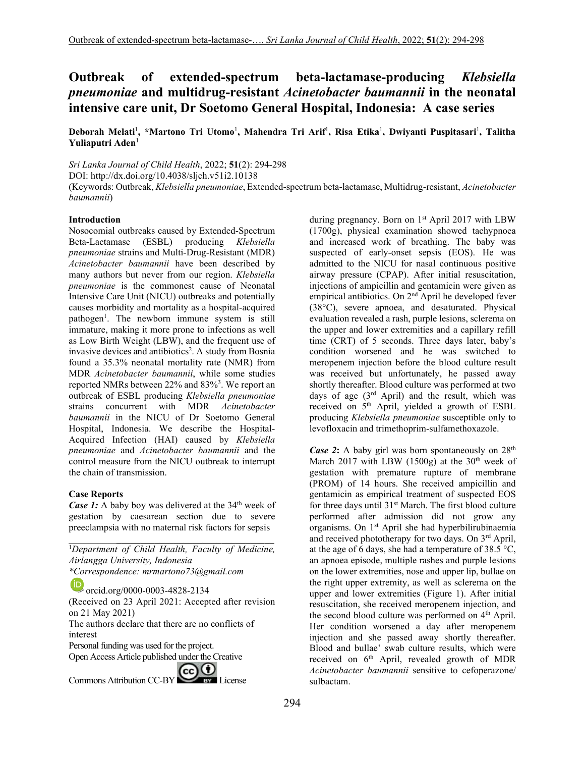# Outbreak of extended-spectrum beta-lactamase-producing *Klebsiella pneumoniae* and multidrug-resistant *Acinetobacter baumannii* in the neonatal intensive care unit, Dr Soetomo General Hospital, Indonesia: A case series

**Deborah Melati[1], *Martono Tri Utomo[1], Mahendra Tri Arif[1], Risa Etika[1], Dwiyanti Puspitasari[1], Talitha Yuliaputri Aden[1]**

*Sri Lanka Journal of Child Health*, 2022; **51**(2): 294-298

DOI: http://dx.doi.org/10.4038/sljch.v51i2.10138

(Keywords: Outbreak, *Klebsiella pneumoniae*, Extended-spectrum beta-lactamase, Multidrug-resistant, *Acinetobacter baumannii*)

## Introduction

Nosocomial outbreaks caused by Extended-Spectrum Beta-Lactamase (ESBL) producing *Klebsiella pneumoniae* strains and Multi-Drug-Resistant (MDR) *Acinetobacter baumannii* have been described by many authors but never from our region. *Klebsiella pneumoniae* is the commonest cause of Neonatal Intensive Care Unit (NICU) outbreaks and potentially causes morbidity and mortality as a hospital-acquired pathogen[1]. The newborn immune system is still immature, making it more prone to infections as well as Low Birth Weight (LBW), and the frequent use of invasive devices and antibiotics[2]. A study from Bosnia found a 35.3% neonatal mortality rate (NMR) from MDR *Acinetobacter baumannii*, while some studies reported NMRs between 22% and 83%[3]. We report an outbreak of ESBL producing *Klebsiella pneumoniae* strains concurrent with MDR *Acinetobacter baumannii* in the NICU of Dr Soetomo General Hospital, Indonesia. We describe the Hospital-Acquired Infection (HAI) caused by *Klebsiella pneumoniae* and *Acinetobacter baumannii* and the control measure from the NICU outbreak to interrupt the chain of transmission.

## Case Reports

***Case 1:*** A baby boy was delivered at the 34[th] week of gestation by caesarean section due to severe preeclampsia with no maternal risk factors for sepsis during pregnancy. Born on 1[st] April 2017 with LBW (1700g), physical examination showed tachypnoea and increased work of breathing. The baby was suspected of early-onset sepsis (EOS). He was admitted to the NICU for nasal continuous positive airway pressure (CPAP). After initial resuscitation, injections of ampicillin and gentamicin were given as empirical antibiotics. On 2[nd] April he developed fever (38°C), severe apnoea, and desaturated. Physical evaluation revealed a rash, purple lesions, sclerema on the upper and lower extremities and a capillary refill time (CRT) of 5 seconds. Three days later, baby's condition worsened and he was switched to meropenem injection before the blood culture result was received but unfortunately, he passed away shortly thereafter. Blood culture was performed at two days of age (3[rd] April) and the result, which was received on 5[th] April, yielded a growth of ESBL producing *Klebsiella pneumoniae* susceptible only to levofloxacin and trimethoprim-sulfamethoxazole.

***Case 2*:** A baby girl was born spontaneously on 28[th] March 2017 with LBW (1500g) at the 30[th] week of gestation with premature rupture of membrane (PROM) of 14 hours. She received ampicillin and gentamicin as empirical treatment of suspected EOS for three days until 31[st] March. The first blood culture performed after admission did not grow any organisms. On 1[st] April she had hyperbilirubinaemia and received phototherapy for two days. On 3[rd] April, at the age of 6 days, she had a temperature of 38.5 °C, an apnoea episode, multiple rashes and purple lesions on the lower extremities, nose and upper lip, bullae on the right upper extremity, as well as sclerema on the upper and lower extremities (Figure 1). After initial resuscitation, she received meropenem injection, and the second blood culture was performed on 4[th] April. Her condition worsened a day after meropenem injection and she passed away shortly thereafter. Blood and bullae' swab culture results, which were received on 6[th] April, revealed growth of MDR *Acinetobacter baumannii* sensitive to cefoperazone/ sulbactam.

---

[1]*Department of Child Health, Faculty of Medicine, Airlangga University, Indonesia*

**Correspondence: mrmartono73@gmail.com*

orcid.org/0000-0003-4828-2134

(Received on 23 April 2021: Accepted after revision on 21 May 2021)

The authors declare that there are no conflicts of interest

Personal funding was used for the project.

Open Access Article published under the Creative Commons Attribution CC-BY License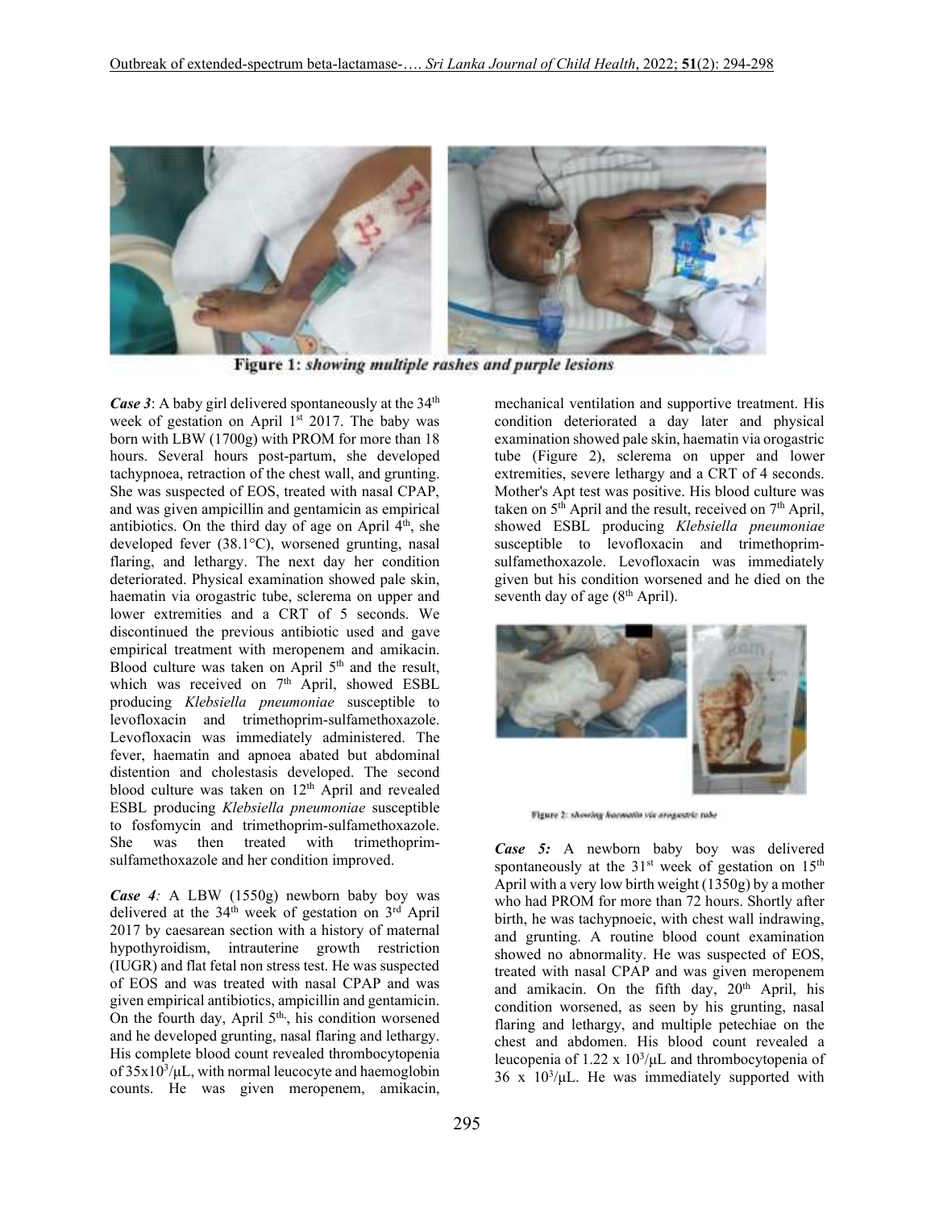Figure 1: *showing multiple rashes and purple lesions*

***Case 3***: A baby girl delivered spontaneously at the 34th week of gestation on April 1st 2017. The baby was born with LBW (1700g) with PROM for more than 18 hours. Several hours post-partum, she developed tachypnoea, retraction of the chest wall, and grunting. She was suspected of EOS, treated with nasal CPAP, and was given ampicillin and gentamicin as empirical antibiotics. On the third day of age on April 4th, she developed fever (38.1°C), worsened grunting, nasal flaring, and lethargy. The next day her condition deteriorated. Physical examination showed pale skin, haematin via orogastric tube, sclerema on upper and lower extremities and a CRT of 5 seconds. We discontinued the previous antibiotic used and gave empirical treatment with meropenem and amikacin. Blood culture was taken on April 5th and the result, which was received on 7th April, showed ESBL producing *Klebsiella pneumoniae* susceptible to levofloxacin and trimethoprim-sulfamethoxazole. Levofloxacin was immediately administered. The fever, haematin and apnoea abated but abdominal distention and cholestasis developed. The second blood culture was taken on 12th April and revealed ESBL producing *Klebsiella pneumoniae* susceptible to fosfomycin and trimethoprim-sulfamethoxazole. She was then treated with trimethoprim-sulfamethoxazole and her condition improved.

***Case 4****:* A LBW (1550g) newborn baby boy was delivered at the 34th week of gestation on 3rd April 2017 by caesarean section with a history of maternal hypothyroidism, intrauterine growth restriction (IUGR) and flat fetal non stress test. He was suspected of EOS and was treated with nasal CPAP and was given empirical antibiotics, ampicillin and gentamicin. On the fourth day, April 5th, his condition worsened and he developed grunting, nasal flaring and lethargy. His complete blood count revealed thrombocytopenia of $35 \times 10^3/\mu L$, with normal leucocyte and haemoglobin counts. He was given meropenem, amikacin, mechanical ventilation and supportive treatment. His condition deteriorated a day later and physical examination showed pale skin, haematin via orogastric tube (Figure 2), sclerema on upper and lower extremities, severe lethargy and a CRT of 4 seconds. Mother's Apt test was positive. His blood culture was taken on 5th April and the result, received on 7th April, showed ESBL producing *Klebsiella pneumoniae* susceptible to levofloxacin and trimethoprim-sulfamethoxazole. Levofloxacin was immediately given but his condition worsened and he died on the seventh day of age (8th April).

Figure 2: *showing haematin via orogastric tube*

***Case 5:*** A newborn baby boy was delivered spontaneously at the 31st week of gestation on 15th April with a very low birth weight (1350g) by a mother who had PROM for more than 72 hours. Shortly after birth, he was tachypnoeic, with chest wall indrawing, and grunting. A routine blood count examination showed no abnormality. He was suspected of EOS, treated with nasal CPAP and was given meropenem and amikacin. On the fifth day, 20th April, his condition worsened, as seen by his grunting, nasal flaring and lethargy, and multiple petechiae on the chest and abdomen. His blood count revealed a leucopenia of $1.22 \times 10^3/\mu L$ and thrombocytopenia of $36 \times 10^3/\mu L$. He was immediately supported with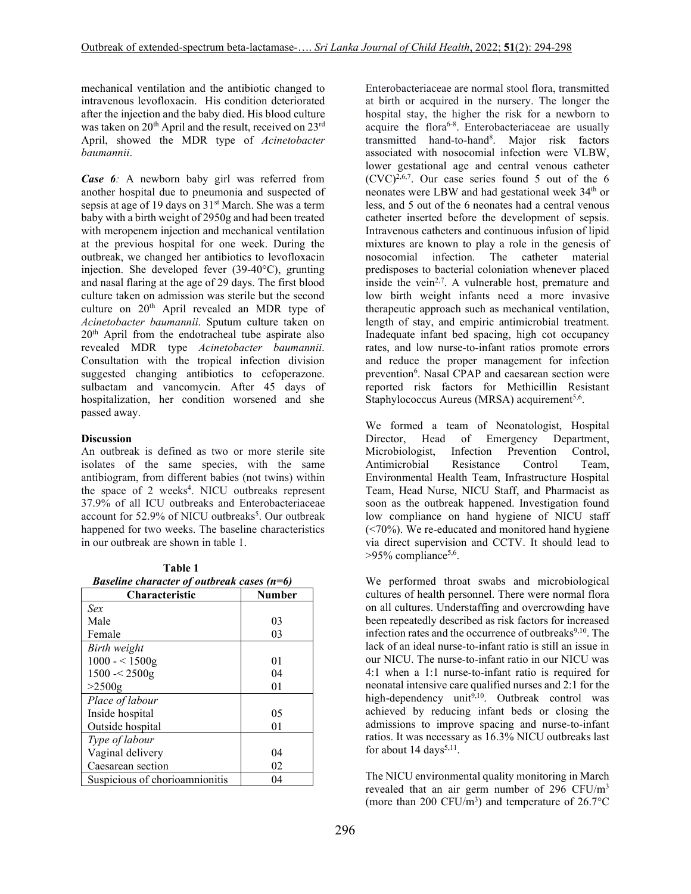mechanical ventilation and the antibiotic changed to intravenous levofloxacin. His condition deteriorated after the injection and the baby died. His blood culture was taken on 20th April and the result, received on 23rd April, showed the MDR type of *Acinetobacter baumannii*.

***Case 6**:* A newborn baby girl was referred from another hospital due to pneumonia and suspected of sepsis at age of 19 days on 31st March. She was a term baby with a birth weight of 2950g and had been treated with meropenem injection and mechanical ventilation at the previous hospital for one week. During the outbreak, we changed her antibiotics to levofloxacin injection. She developed fever (39-40°C), grunting and nasal flaring at the age of 29 days. The first blood culture taken on admission was sterile but the second culture on 20th April revealed an MDR type of *Acinetobacter baumannii*. Sputum culture taken on 20th April from the endotracheal tube aspirate also revealed MDR type *Acinetobacter baumannii*. Consultation with the tropical infection division suggested changing antibiotics to cefoperazone. sulbactam and vancomycin. After 45 days of hospitalization, her condition worsened and she passed away.

## Discussion

An outbreak is defined as two or more sterile site isolates of the same species, with the same antibiogram, from different babies (not twins) within the space of 2 weeks[4]. NICU outbreaks represent 37.9% of all ICU outbreaks and Enterobacteriaceae account for 52.9% of NICU outbreaks[5]. Our outbreak happened for two weeks. The baseline characteristics in our outbreak are shown in table 1.

**Table 1**
***Baseline character of outbreak cases (n=6)***

| Characteristic | Number |
|---|---|
| *Sex* | |
| Male | 03 |
| Female | 03 |
| *Birth weight* | |
| 1000 - < 1500g | 01 |
| 1500 -< 2500g | 04 |
| >2500g | 01 |
| *Place of labour* | |
| Inside hospital | 05 |
| Outside hospital | 01 |
| *Type of labour* | |
| Vaginal delivery | 04 |
| Caesarean section | 02 |
| Suspicious of chorioamnionitis | 04 |

Enterobacteriaceae are normal stool flora, transmitted at birth or acquired in the nursery. The longer the hospital stay, the higher the risk for a newborn to acquire the flora[6-8]. Enterobacteriaceae are usually transmitted hand-to-hand[8]. Major risk factors associated with nosocomial infection were VLBW, lower gestational age and central venous catheter (CVC)[2,6,7]. Our case series found 5 out of the 6 neonates were LBW and had gestational week 34th or less, and 5 out of the 6 neonates had a central venous catheter inserted before the development of sepsis. Intravenous catheters and continuous infusion of lipid mixtures are known to play a role in the genesis of nosocomial infection. The catheter material predisposes to bacterial coloniation whenever placed inside the vein[2,7]. A vulnerable host, premature and low birth weight infants need a more invasive therapeutic approach such as mechanical ventilation, length of stay, and empiric antimicrobial treatment. Inadequate infant bed spacing, high cot occupancy rates, and low nurse-to-infant ratios promote errors and reduce the proper management for infection prevention[6]. Nasal CPAP and caesarean section were reported risk factors for Methicillin Resistant Staphylococcus Aureus (MRSA) acquirement[5,6].

We formed a team of Neonatologist, Hospital Director, Head of Emergency Department, Microbiologist, Infection Prevention Control, Antimicrobial Resistance Control Team, Environmental Health Team, Infrastructure Hospital Team, Head Nurse, NICU Staff, and Pharmacist as soon as the outbreak happened. Investigation found low compliance on hand hygiene of NICU staff (<70%). We re-educated and monitored hand hygiene via direct supervision and CCTV. It should lead to >95% compliance[5,6].

We performed throat swabs and microbiological cultures of health personnel. There were normal flora on all cultures. Understaffing and overcrowding have been repeatedly described as risk factors for increased infection rates and the occurrence of outbreaks[9,10]. The lack of an ideal nurse-to-infant ratio is still an issue in our NICU. The nurse-to-infant ratio in our NICU was 4:1 when a 1:1 nurse-to-infant ratio is required for neonatal intensive care qualified nurses and 2:1 for the high-dependency unit[9,10]. Outbreak control was achieved by reducing infant beds or closing the admissions to improve spacing and nurse-to-infant ratios. It was necessary as 16.3% NICU outbreaks last for about 14 days[5,11].

The NICU environmental quality monitoring in March revealed that an air germ number of 296 CFU/$m^3$ (more than 200 CFU/$m^3$) and temperature of 26.7°C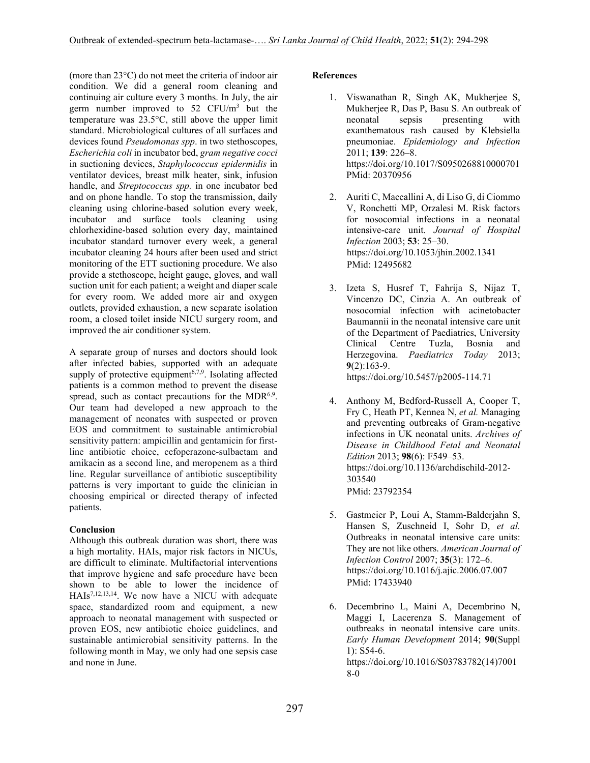(more than 23°C) do not meet the criteria of indoor air condition. We did a general room cleaning and continuing air culture every 3 months. In July, the air germ number improved to 52 CFU/m$^3$ but the temperature was 23.5°C, still above the upper limit standard. Microbiological cultures of all surfaces and devices found *Pseudomonas spp*. in two stethoscopes, *Escherichia coli* in incubator bed, *gram negative cocci* in suctioning devices, *Staphylococcus epidermidis* in ventilator devices, breast milk heater, sink, infusion handle, and *Streptococcus spp.* in one incubator bed and on phone handle. To stop the transmission, daily cleaning using chlorine-based solution every week, incubator and surface tools cleaning using chlorhexidine-based solution every day, maintained incubator standard turnover every week, a general incubator cleaning 24 hours after been used and strict monitoring of the ETT suctioning procedure. We also provide a stethoscope, height gauge, gloves, and wall suction unit for each patient; a weight and diaper scale for every room. We added more air and oxygen outlets, provided exhaustion, a new separate isolation room, a closed toilet inside NICU surgery room, and improved the air conditioner system.

A separate group of nurses and doctors should look after infected babies, supported with an adequate supply of protective equipment[6,7,9]. Isolating affected patients is a common method to prevent the disease spread, such as contact precautions for the MDR[6,9]. Our team had developed a new approach to the management of neonates with suspected or proven EOS and commitment to sustainable antimicrobial sensitivity pattern: ampicillin and gentamicin for first-line antibiotic choice, cefoperazone-sulbactam and amikacin as a second line, and meropenem as a third line. Regular surveillance of antibiotic susceptibility patterns is very important to guide the clinician in choosing empirical or directed therapy of infected patients.

**Conclusion**

Although this outbreak duration was short, there was a high mortality. HAIs, major risk factors in NICUs, are difficult to eliminate. Multifactorial interventions that improve hygiene and safe procedure have been shown to be able to lower the incidence of HAIs[7,12,13,14]. We now have a NICU with adequate space, standardized room and equipment, a new approach to neonatal management with suspected or proven EOS, new antibiotic choice guidelines, and sustainable antimicrobial sensitivity patterns. In the following month in May, we only had one sepsis case and none in June.

**References**

1. Viswanathan R, Singh AK, Mukherjee S, Mukherjee R, Das P, Basu S. An outbreak of neonatal sepsis presenting with exanthematous rash caused by Klebsiella pneumoniae. *Epidemiology and Infection* 2011; **139**: 226–8. https://doi.org/10.1017/S0950268810000701 PMid: 20370956

2. Auriti C, Maccallini A, di Liso G, di Ciommo V, Ronchetti MP, Orzalesi M. Risk factors for nosocomial infections in a neonatal intensive-care unit. *Journal of Hospital Infection* 2003; **53**: 25–30. https://doi.org/10.1053/jhin.2002.1341 PMid: 12495682

3. Izeta S, Husref T, Fahrija S, Nijaz T, Vincenzo DC, Cinzia A. An outbreak of nosocomial infection with acinetobacter Baumannii in the neonatal intensive care unit of the Department of Paediatrics, University Clinical Centre Tuzla, Bosnia and Herzegovina. *Paediatrics Today* 2013; **9**(2):163-9. https://doi.org/10.5457/p2005-114.71

4. Anthony M, Bedford-Russell A, Cooper T, Fry C, Heath PT, Kennea N, *et al.* Managing and preventing outbreaks of Gram-negative infections in UK neonatal units. *Archives of Disease in Childhood Fetal and Neonatal Edition* 2013; **98**(6): F549–53. https://doi.org/10.1136/archdischild-2012-303540 PMid: 23792354

5. Gastmeier P, Loui A, Stamm-Balderjahn S, Hansen S, Zuschneid I, Sohr D, *et al.* Outbreaks in neonatal intensive care units: They are not like others. *American Journal of Infection Control* 2007; **35**(3): 172–6. https://doi.org/10.1016/j.ajic.2006.07.007 PMid: 17433940

6. Decembrino L, Maini A, Decembrino N, Maggi I, Lacerenza S. Management of outbreaks in neonatal intensive care units. *Early Human Development* 2014; **90**(Suppl 1): S54-6. https://doi.org/10.1016/S03783782(14)70018-0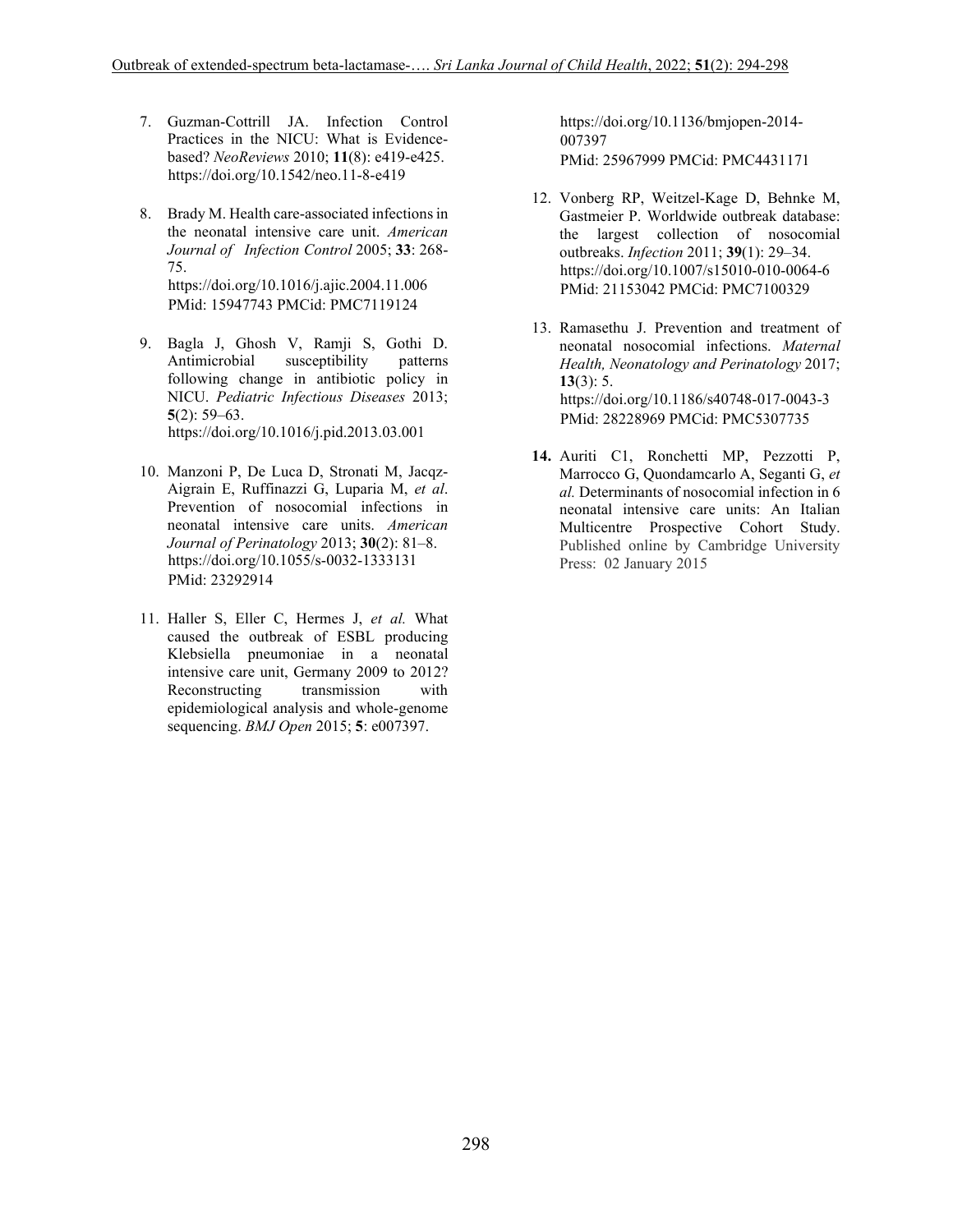7. Guzman-Cottrill JA. Infection Control Practices in the NICU: What is Evidence-based? *NeoReviews* 2010; **11**(8): e419-e425. https://doi.org/10.1542/neo.11-8-e419

8. Brady M. Health care-associated infections in the neonatal intensive care unit. *American Journal of Infection Control* 2005; **33**: 268-75. https://doi.org/10.1016/j.ajic.2004.11.006 PMid: 15947743 PMCid: PMC7119124

9. Bagla J, Ghosh V, Ramji S, Gothi D. Antimicrobial susceptibility patterns following change in antibiotic policy in NICU. *Pediatric Infectious Diseases* 2013; **5**(2): 59–63. https://doi.org/10.1016/j.pid.2013.03.001

10. Manzoni P, De Luca D, Stronati M, Jacqz-Aigrain E, Ruffinazzi G, Luparia M, *et al*. Prevention of nosocomial infections in neonatal intensive care units. *American Journal of Perinatology* 2013; **30**(2): 81–8. https://doi.org/10.1055/s-0032-1333131 PMid: 23292914

11. Haller S, Eller C, Hermes J, *et al.* What caused the outbreak of ESBL producing Klebsiella pneumoniae in a neonatal intensive care unit, Germany 2009 to 2012? Reconstructing transmission with epidemiological analysis and whole-genome sequencing. *BMJ Open* 2015; **5**: e007397. https://doi.org/10.1136/bmjopen-2014-007397 PMid: 25967999 PMCid: PMC4431171

12. Vonberg RP, Weitzel-Kage D, Behnke M, Gastmeier P. Worldwide outbreak database: the largest collection of nosocomial outbreaks. *Infection* 2011; **39**(1): 29–34. https://doi.org/10.1007/s15010-010-0064-6 PMid: 21153042 PMCid: PMC7100329

13. Ramasethu J. Prevention and treatment of neonatal nosocomial infections. *Maternal Health, Neonatology and Perinatology* 2017; **13**(3): 5. https://doi.org/10.1186/s40748-017-0043-3 PMid: 28228969 PMCid: PMC5307735

14. Auriti C1, Ronchetti MP, Pezzotti P, Marrocco G, Quondamcarlo A, Seganti G, *et al.* Determinants of nosocomial infection in 6 neonatal intensive care units: An Italian Multicentre Prospective Cohort Study. Published online by Cambridge University Press: 02 January 2015